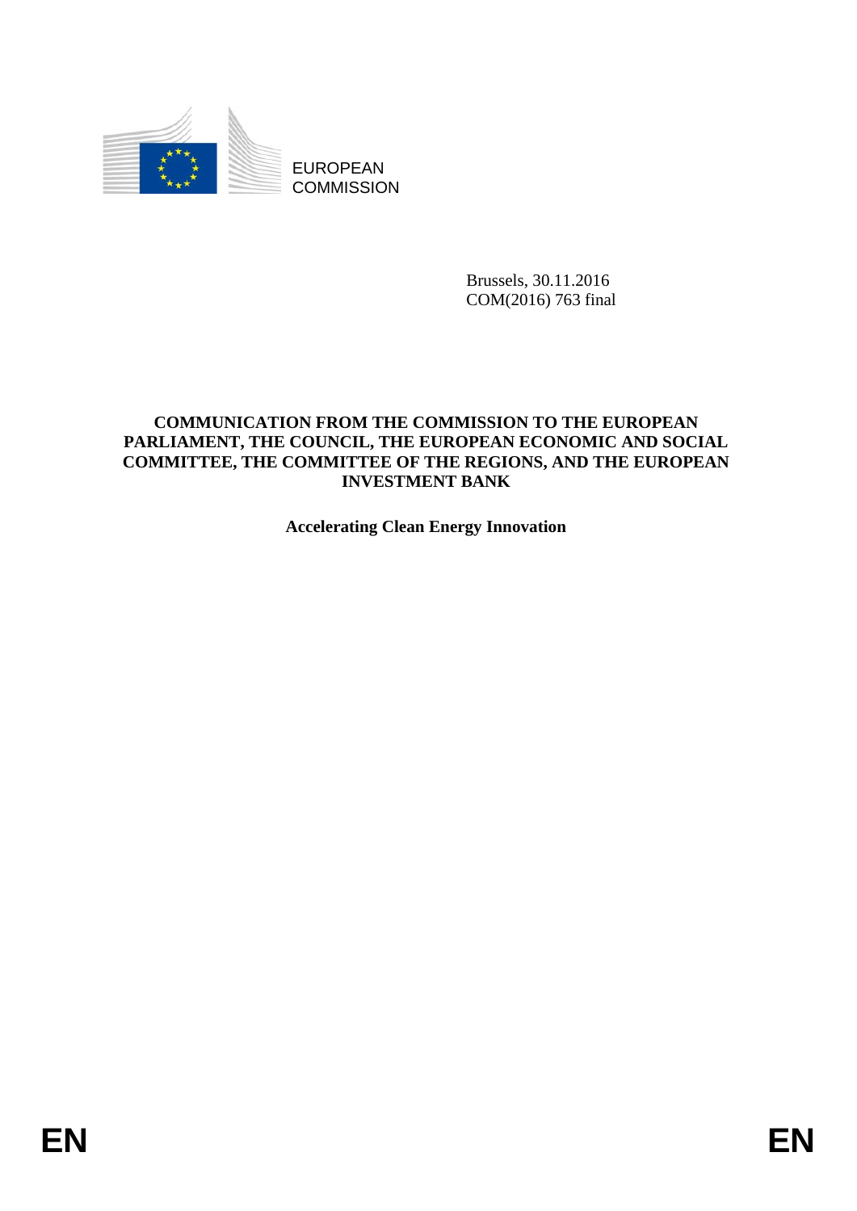EUROPEAN COMMISSION

Brussels, 30.11.2016
COM(2016) 763 final

**COMMUNICATION FROM THE COMMISSION TO THE EUROPEAN PARLIAMENT, THE COUNCIL, THE EUROPEAN ECONOMIC AND SOCIAL COMMITTEE, THE COMMITTEE OF THE REGIONS, AND THE EUROPEAN INVESTMENT BANK**

**Accelerating Clean Energy Innovation**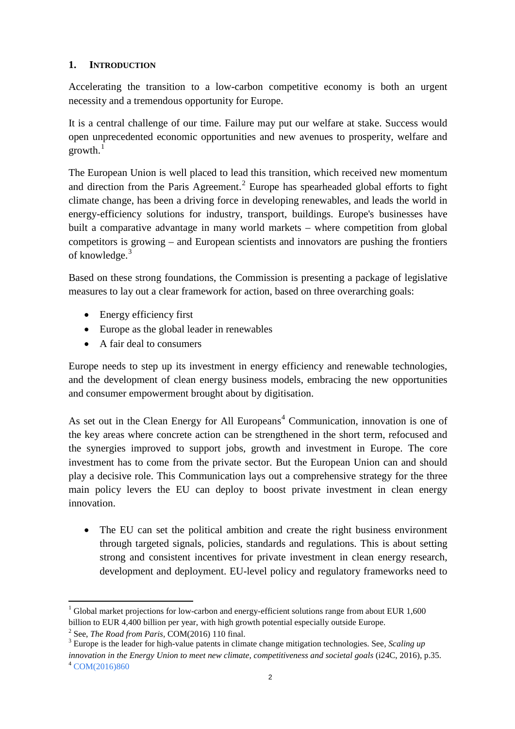## 1. INTRODUCTION

Accelerating the transition to a low-carbon competitive economy is both an urgent necessity and a tremendous opportunity for Europe.

It is a central challenge of our time. Failure may put our welfare at stake. Success would open unprecedented economic opportunities and new avenues to prosperity, welfare and growth.[1]

The European Union is well placed to lead this transition, which received new momentum and direction from the Paris Agreement.[2] Europe has spearheaded global efforts to fight climate change, has been a driving force in developing renewables, and leads the world in energy-efficiency solutions for industry, transport, buildings. Europe's businesses have built a comparative advantage in many world markets – where competition from global competitors is growing – and European scientists and innovators are pushing the frontiers of knowledge.[3]

Based on these strong foundations, the Commission is presenting a package of legislative measures to lay out a clear framework for action, based on three overarching goals:

- Energy efficiency first
- Europe as the global leader in renewables
- A fair deal to consumers

Europe needs to step up its investment in energy efficiency and renewable technologies, and the development of clean energy business models, embracing the new opportunities and consumer empowerment brought about by digitisation.

As set out in the Clean Energy for All Europeans[4] Communication, innovation is one of the key areas where concrete action can be strengthened in the short term, refocused and the synergies improved to support jobs, growth and investment in Europe. The core investment has to come from the private sector. But the European Union can and should play a decisive role. This Communication lays out a comprehensive strategy for the three main policy levers the EU can deploy to boost private investment in clean energy innovation.

- The EU can set the political ambition and create the right business environment through targeted signals, policies, standards and regulations. This is about setting strong and consistent incentives for private investment in clean energy research, development and deployment. EU-level policy and regulatory frameworks need to

---

[1] Global market projections for low-carbon and energy-efficient solutions range from about EUR 1,600 billion to EUR 4,400 billion per year, with high growth potential especially outside Europe.

[2] See, *The Road from Paris*, COM(2016) 110 final.

[3] Europe is the leader for high-value patents in climate change mitigation technologies. See, *Scaling up innovation in the Energy Union to meet new climate, competitiveness and societal goals* (i24C, 2016), p.35.

[4] COM(2016)860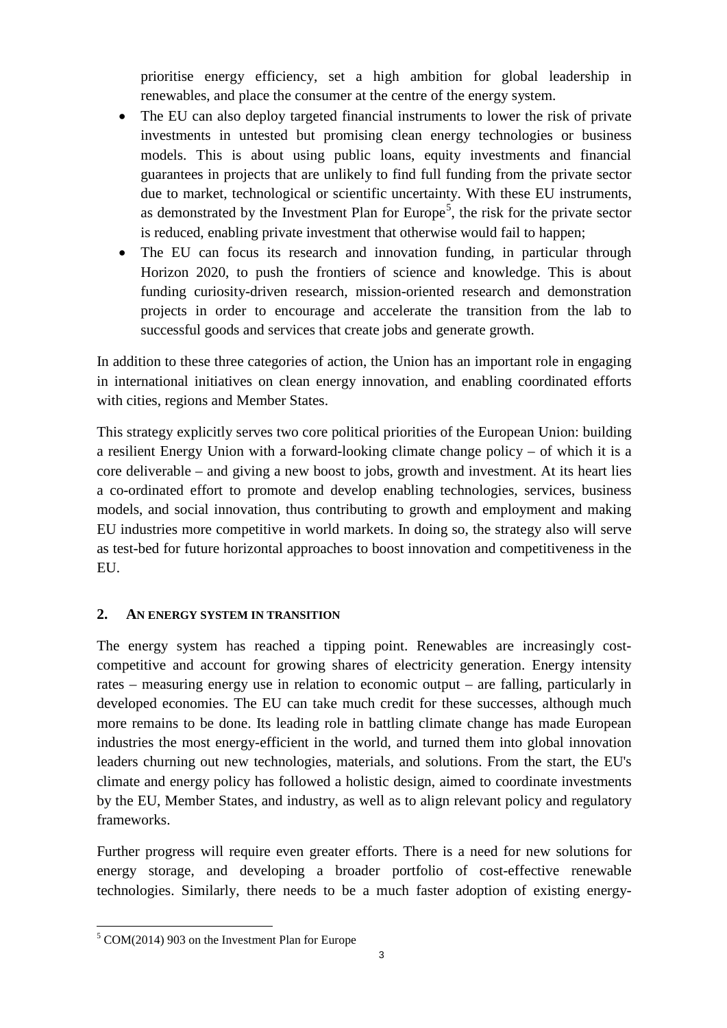prioritise energy efficiency, set a high ambition for global leadership in renewables, and place the consumer at the centre of the energy system.

- The EU can also deploy targeted financial instruments to lower the risk of private investments in untested but promising clean energy technologies or business models. This is about using public loans, equity investments and financial guarantees in projects that are unlikely to find full funding from the private sector due to market, technological or scientific uncertainty. With these EU instruments, as demonstrated by the Investment Plan for Europe[5], the risk for the private sector is reduced, enabling private investment that otherwise would fail to happen;
- The EU can focus its research and innovation funding, in particular through Horizon 2020, to push the frontiers of science and knowledge. This is about funding curiosity-driven research, mission-oriented research and demonstration projects in order to encourage and accelerate the transition from the lab to successful goods and services that create jobs and generate growth.

In addition to these three categories of action, the Union has an important role in engaging in international initiatives on clean energy innovation, and enabling coordinated efforts with cities, regions and Member States.

This strategy explicitly serves two core political priorities of the European Union: building a resilient Energy Union with a forward-looking climate change policy – of which it is a core deliverable – and giving a new boost to jobs, growth and investment. At its heart lies a co-ordinated effort to promote and develop enabling technologies, services, business models, and social innovation, thus contributing to growth and employment and making EU industries more competitive in world markets. In doing so, the strategy also will serve as test-bed for future horizontal approaches to boost innovation and competitiveness in the EU.

## 2. AN ENERGY SYSTEM IN TRANSITION

The energy system has reached a tipping point. Renewables are increasingly cost-competitive and account for growing shares of electricity generation. Energy intensity rates – measuring energy use in relation to economic output – are falling, particularly in developed economies. The EU can take much credit for these successes, although much more remains to be done. Its leading role in battling climate change has made European industries the most energy-efficient in the world, and turned them into global innovation leaders churning out new technologies, materials, and solutions. From the start, the EU's climate and energy policy has followed a holistic design, aimed to coordinate investments by the EU, Member States, and industry, as well as to align relevant policy and regulatory frameworks.

Further progress will require even greater efforts. There is a need for new solutions for energy storage, and developing a broader portfolio of cost-effective renewable technologies. Similarly, there needs to be a much faster adoption of existing energy-

[5] COM(2014) 903 on the Investment Plan for Europe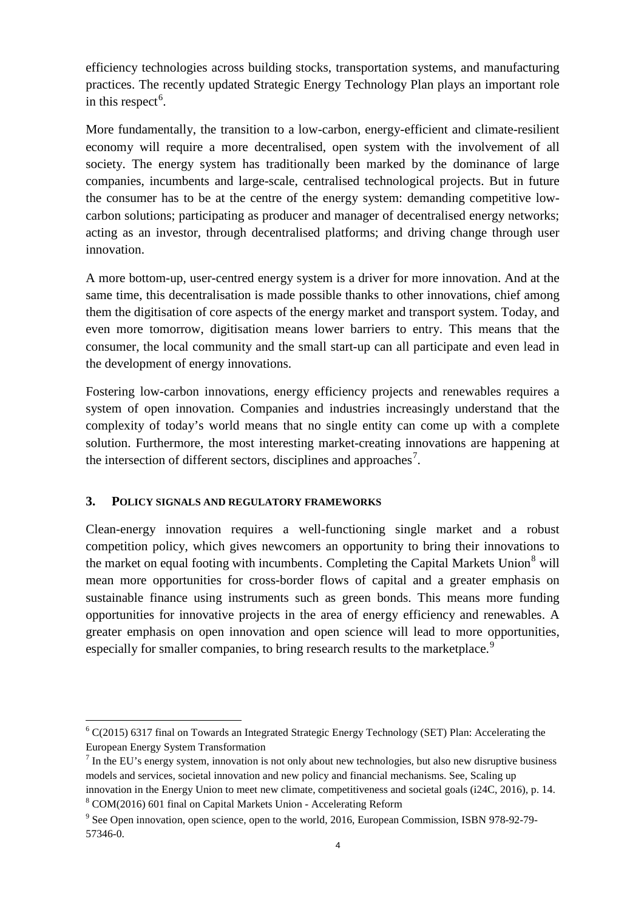efficiency technologies across building stocks, transportation systems, and manufacturing practices. The recently updated Strategic Energy Technology Plan plays an important role in this respect[6].

More fundamentally, the transition to a low-carbon, energy-efficient and climate-resilient economy will require a more decentralised, open system with the involvement of all society. The energy system has traditionally been marked by the dominance of large companies, incumbents and large-scale, centralised technological projects. But in future the consumer has to be at the centre of the energy system: demanding competitive low-carbon solutions; participating as producer and manager of decentralised energy networks; acting as an investor, through decentralised platforms; and driving change through user innovation.

A more bottom-up, user-centred energy system is a driver for more innovation. And at the same time, this decentralisation is made possible thanks to other innovations, chief among them the digitisation of core aspects of the energy market and transport system. Today, and even more tomorrow, digitisation means lower barriers to entry. This means that the consumer, the local community and the small start-up can all participate and even lead in the development of energy innovations.

Fostering low-carbon innovations, energy efficiency projects and renewables requires a system of open innovation. Companies and industries increasingly understand that the complexity of today's world means that no single entity can come up with a complete solution. Furthermore, the most interesting market-creating innovations are happening at the intersection of different sectors, disciplines and approaches[7].

## 3. POLICY SIGNALS AND REGULATORY FRAMEWORKS

Clean-energy innovation requires a well-functioning single market and a robust competition policy, which gives newcomers an opportunity to bring their innovations to the market on equal footing with incumbents. Completing the Capital Markets Union[8] will mean more opportunities for cross-border flows of capital and a greater emphasis on sustainable finance using instruments such as green bonds. This means more funding opportunities for innovative projects in the area of energy efficiency and renewables. A greater emphasis on open innovation and open science will lead to more opportunities, especially for smaller companies, to bring research results to the marketplace.[9]

---

[6] C(2015) 6317 final on Towards an Integrated Strategic Energy Technology (SET) Plan: Accelerating the European Energy System Transformation

[7] In the EU's energy system, innovation is not only about new technologies, but also new disruptive business models and services, societal innovation and new policy and financial mechanisms. See, Scaling up innovation in the Energy Union to meet new climate, competitiveness and societal goals (i24C, 2016), p. 14.

[8] COM(2016) 601 final on Capital Markets Union - Accelerating Reform

[9] See Open innovation, open science, open to the world, 2016, European Commission, ISBN 978-92-79-57346-0.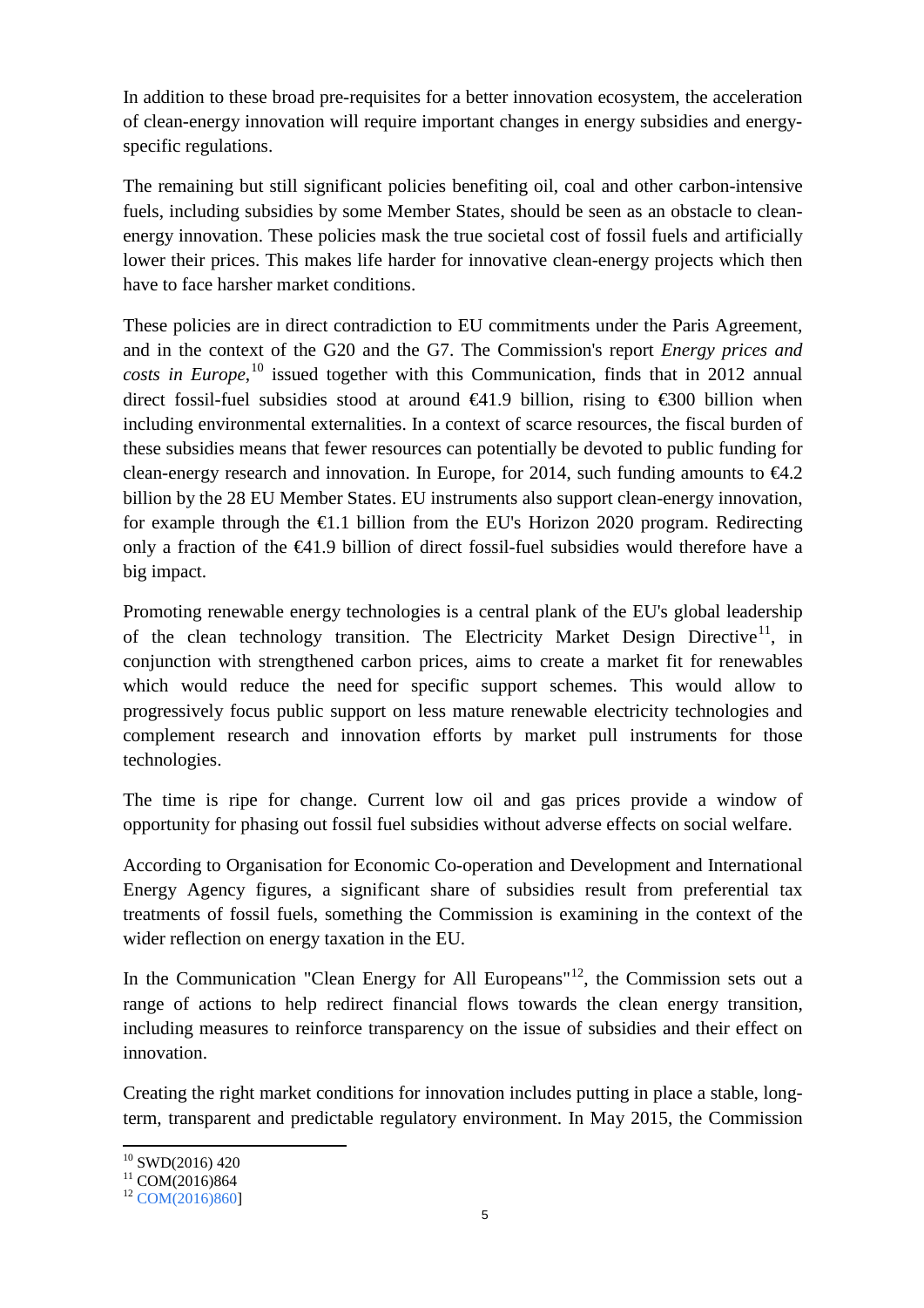In addition to these broad pre-requisites for a better innovation ecosystem, the acceleration of clean-energy innovation will require important changes in energy subsidies and energy-specific regulations.

The remaining but still significant policies benefiting oil, coal and other carbon-intensive fuels, including subsidies by some Member States, should be seen as an obstacle to clean-energy innovation. These policies mask the true societal cost of fossil fuels and artificially lower their prices. This makes life harder for innovative clean-energy projects which then have to face harsher market conditions.

These policies are in direct contradiction to EU commitments under the Paris Agreement, and in the context of the G20 and the G7. The Commission's report *Energy prices and costs in Europe*,[10] issued together with this Communication, finds that in 2012 annual direct fossil-fuel subsidies stood at around €41.9 billion, rising to €300 billion when including environmental externalities. In a context of scarce resources, the fiscal burden of these subsidies means that fewer resources can potentially be devoted to public funding for clean-energy research and innovation. In Europe, for 2014, such funding amounts to €4.2 billion by the 28 EU Member States. EU instruments also support clean-energy innovation, for example through the €1.1 billion from the EU's Horizon 2020 program. Redirecting only a fraction of the €41.9 billion of direct fossil-fuel subsidies would therefore have a big impact.

Promoting renewable energy technologies is a central plank of the EU's global leadership of the clean technology transition. The Electricity Market Design Directive[11], in conjunction with strengthened carbon prices, aims to create a market fit for renewables which would reduce the need for specific support schemes. This would allow to progressively focus public support on less mature renewable electricity technologies and complement research and innovation efforts by market pull instruments for those technologies.

The time is ripe for change. Current low oil and gas prices provide a window of opportunity for phasing out fossil fuel subsidies without adverse effects on social welfare.

According to Organisation for Economic Co-operation and Development and International Energy Agency figures, a significant share of subsidies result from preferential tax treatments of fossil fuels, something the Commission is examining in the context of the wider reflection on energy taxation in the EU.

In the Communication "Clean Energy for All Europeans"[12], the Commission sets out a range of actions to help redirect financial flows towards the clean energy transition, including measures to reinforce transparency on the issue of subsidies and their effect on innovation.

Creating the right market conditions for innovation includes putting in place a stable, long-term, transparent and predictable regulatory environment. In May 2015, the Commission

---

[10] SWD(2016) 420

[11] COM(2016)864

[12] COM(2016)860]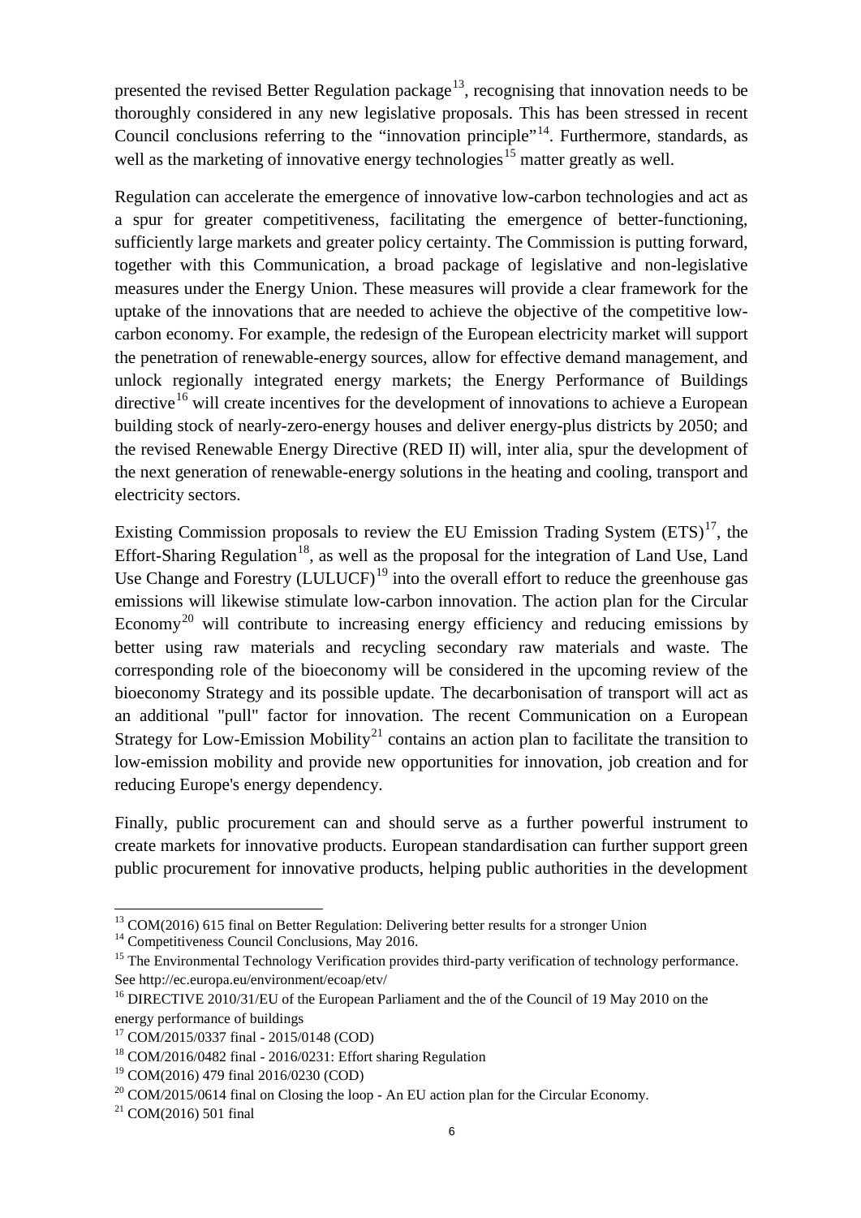presented the revised Better Regulation package[13], recognising that innovation needs to be thoroughly considered in any new legislative proposals. This has been stressed in recent Council conclusions referring to the "innovation principle"[14]. Furthermore, standards, as well as the marketing of innovative energy technologies[15] matter greatly as well.

Regulation can accelerate the emergence of innovative low-carbon technologies and act as a spur for greater competitiveness, facilitating the emergence of better-functioning, sufficiently large markets and greater policy certainty. The Commission is putting forward, together with this Communication, a broad package of legislative and non-legislative measures under the Energy Union. These measures will provide a clear framework for the uptake of the innovations that are needed to achieve the objective of the competitive low-carbon economy. For example, the redesign of the European electricity market will support the penetration of renewable-energy sources, allow for effective demand management, and unlock regionally integrated energy markets; the Energy Performance of Buildings directive[16] will create incentives for the development of innovations to achieve a European building stock of nearly-zero-energy houses and deliver energy-plus districts by 2050; and the revised Renewable Energy Directive (RED II) will, inter alia, spur the development of the next generation of renewable-energy solutions in the heating and cooling, transport and electricity sectors.

Existing Commission proposals to review the EU Emission Trading System (ETS)[17], the Effort-Sharing Regulation[18], as well as the proposal for the integration of Land Use, Land Use Change and Forestry (LULUCF)[19] into the overall effort to reduce the greenhouse gas emissions will likewise stimulate low-carbon innovation. The action plan for the Circular Economy[20] will contribute to increasing energy efficiency and reducing emissions by better using raw materials and recycling secondary raw materials and waste. The corresponding role of the bioeconomy will be considered in the upcoming review of the bioeconomy Strategy and its possible update. The decarbonisation of transport will act as an additional "pull" factor for innovation. The recent Communication on a European Strategy for Low-Emission Mobility[21] contains an action plan to facilitate the transition to low-emission mobility and provide new opportunities for innovation, job creation and for reducing Europe's energy dependency.

Finally, public procurement can and should serve as a further powerful instrument to create markets for innovative products. European standardisation can further support green public procurement for innovative products, helping public authorities in the development

---

[13] COM(2016) 615 final on Better Regulation: Delivering better results for a stronger Union

[14] Competitiveness Council Conclusions, May 2016.

[15] The Environmental Technology Verification provides third-party verification of technology performance. See http://ec.europa.eu/environment/ecoap/etv/

[16] DIRECTIVE 2010/31/EU of the European Parliament and the of the Council of 19 May 2010 on the energy performance of buildings

[17] COM/2015/0337 final - 2015/0148 (COD)

[18] COM/2016/0482 final - 2016/0231: Effort sharing Regulation

[19] COM(2016) 479 final 2016/0230 (COD)

[20] COM/2015/0614 final on Closing the loop - An EU action plan for the Circular Economy.

[21] COM(2016) 501 final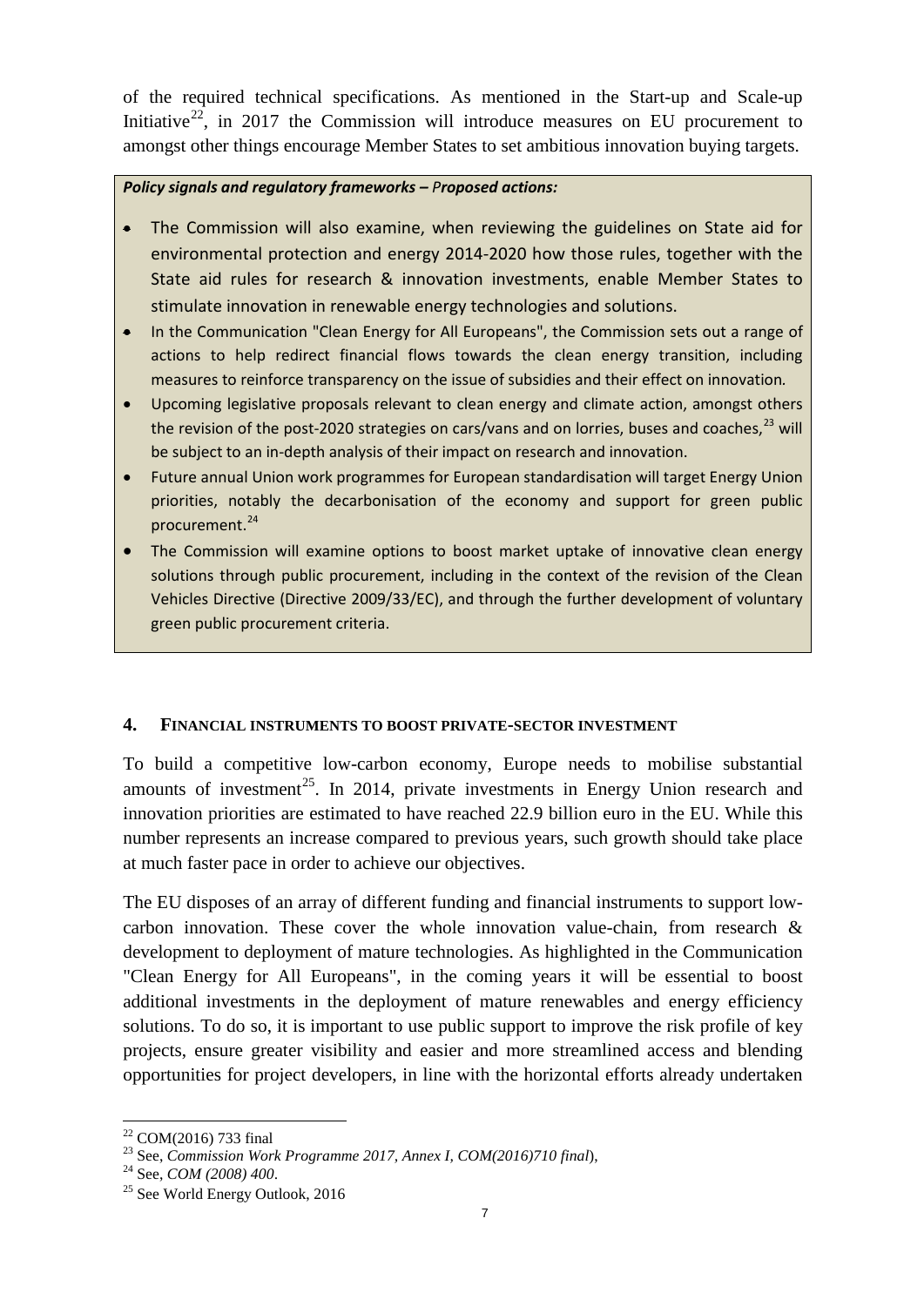of the required technical specifications. As mentioned in the Start-up and Scale-up Initiative[22], in 2017 the Commission will introduce measures on EU procurement to amongst other things encourage Member States to set ambitious innovation buying targets.

***Policy signals and regulatory frameworks – Proposed actions:***

- The Commission will also examine, when reviewing the guidelines on State aid for environmental protection and energy 2014-2020 how those rules, together with the State aid rules for research & innovation investments, enable Member States to stimulate innovation in renewable energy technologies and solutions.
- In the Communication "Clean Energy for All Europeans", the Commission sets out a range of actions to help redirect financial flows towards the clean energy transition, including measures to reinforce transparency on the issue of subsidies and their effect on innovation.
- Upcoming legislative proposals relevant to clean energy and climate action, amongst others the revision of the post-2020 strategies on cars/vans and on lorries, buses and coaches,[23] will be subject to an in-depth analysis of their impact on research and innovation.
- Future annual Union work programmes for European standardisation will target Energy Union priorities, notably the decarbonisation of the economy and support for green public procurement.[24]
- The Commission will examine options to boost market uptake of innovative clean energy solutions through public procurement, including in the context of the revision of the Clean Vehicles Directive (Directive 2009/33/EC), and through the further development of voluntary green public procurement criteria.

## 4. FINANCIAL INSTRUMENTS TO BOOST PRIVATE-SECTOR INVESTMENT

To build a competitive low-carbon economy, Europe needs to mobilise substantial amounts of investment[25]. In 2014, private investments in Energy Union research and innovation priorities are estimated to have reached 22.9 billion euro in the EU. While this number represents an increase compared to previous years, such growth should take place at much faster pace in order to achieve our objectives.

The EU disposes of an array of different funding and financial instruments to support low-carbon innovation. These cover the whole innovation value-chain, from research & development to deployment of mature technologies. As highlighted in the Communication "Clean Energy for All Europeans", in the coming years it will be essential to boost additional investments in the deployment of mature renewables and energy efficiency solutions. To do so, it is important to use public support to improve the risk profile of key projects, ensure greater visibility and easier and more streamlined access and blending opportunities for project developers, in line with the horizontal efforts already undertaken

[22] COM(2016) 733 final

[23] See, *Commission Work Programme 2017, Annex I, COM(2016)710 final*),

[24] See, *COM (2008) 400*.

[25] See World Energy Outlook, 2016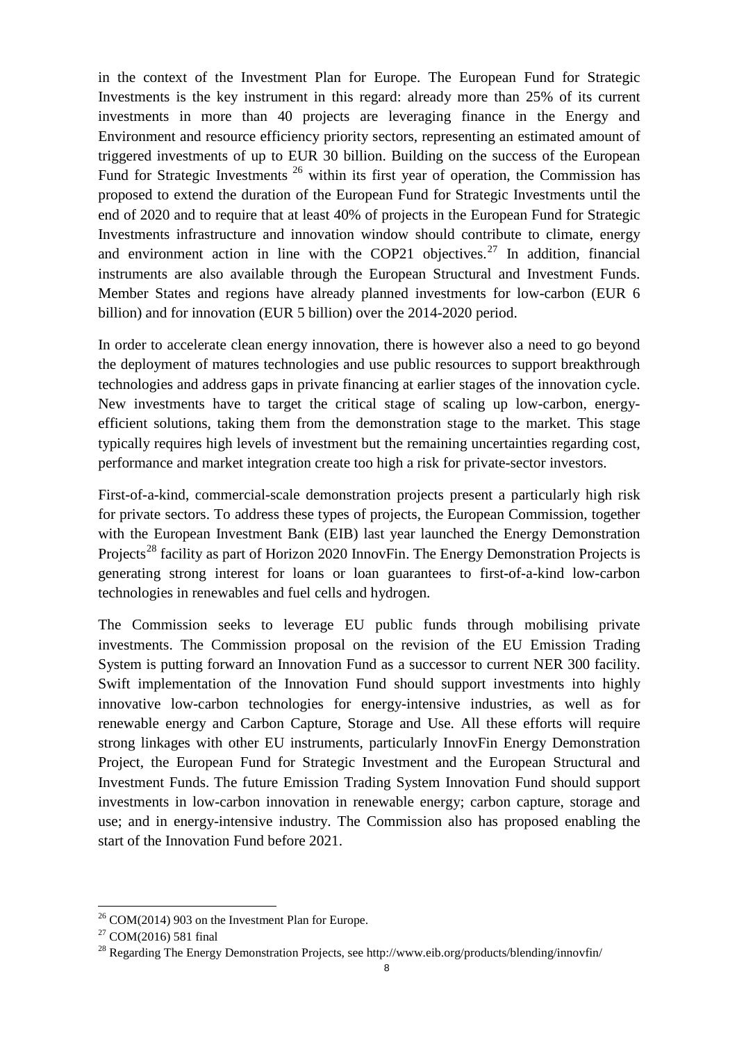in the context of the Investment Plan for Europe. The European Fund for Strategic Investments is the key instrument in this regard: already more than 25% of its current investments in more than 40 projects are leveraging finance in the Energy and Environment and resource efficiency priority sectors, representing an estimated amount of triggered investments of up to EUR 30 billion. Building on the success of the European Fund for Strategic Investments [26] within its first year of operation, the Commission has proposed to extend the duration of the European Fund for Strategic Investments until the end of 2020 and to require that at least 40% of projects in the European Fund for Strategic Investments infrastructure and innovation window should contribute to climate, energy and environment action in line with the COP21 objectives.[27] In addition, financial instruments are also available through the European Structural and Investment Funds. Member States and regions have already planned investments for low-carbon (EUR 6 billion) and for innovation (EUR 5 billion) over the 2014-2020 period.

In order to accelerate clean energy innovation, there is however also a need to go beyond the deployment of matures technologies and use public resources to support breakthrough technologies and address gaps in private financing at earlier stages of the innovation cycle. New investments have to target the critical stage of scaling up low-carbon, energy-efficient solutions, taking them from the demonstration stage to the market. This stage typically requires high levels of investment but the remaining uncertainties regarding cost, performance and market integration create too high a risk for private-sector investors.

First-of-a-kind, commercial-scale demonstration projects present a particularly high risk for private sectors. To address these types of projects, the European Commission, together with the European Investment Bank (EIB) last year launched the Energy Demonstration Projects[28] facility as part of Horizon 2020 InnovFin. The Energy Demonstration Projects is generating strong interest for loans or loan guarantees to first-of-a-kind low-carbon technologies in renewables and fuel cells and hydrogen.

The Commission seeks to leverage EU public funds through mobilising private investments. The Commission proposal on the revision of the EU Emission Trading System is putting forward an Innovation Fund as a successor to current NER 300 facility. Swift implementation of the Innovation Fund should support investments into highly innovative low-carbon technologies for energy-intensive industries, as well as for renewable energy and Carbon Capture, Storage and Use. All these efforts will require strong linkages with other EU instruments, particularly InnovFin Energy Demonstration Project, the European Fund for Strategic Investment and the European Structural and Investment Funds. The future Emission Trading System Innovation Fund should support investments in low-carbon innovation in renewable energy; carbon capture, storage and use; and in energy-intensive industry. The Commission also has proposed enabling the start of the Innovation Fund before 2021.

---

[26] COM(2014) 903 on the Investment Plan for Europe.

[27] COM(2016) 581 final

[28] Regarding The Energy Demonstration Projects, see http://www.eib.org/products/blending/innovfin/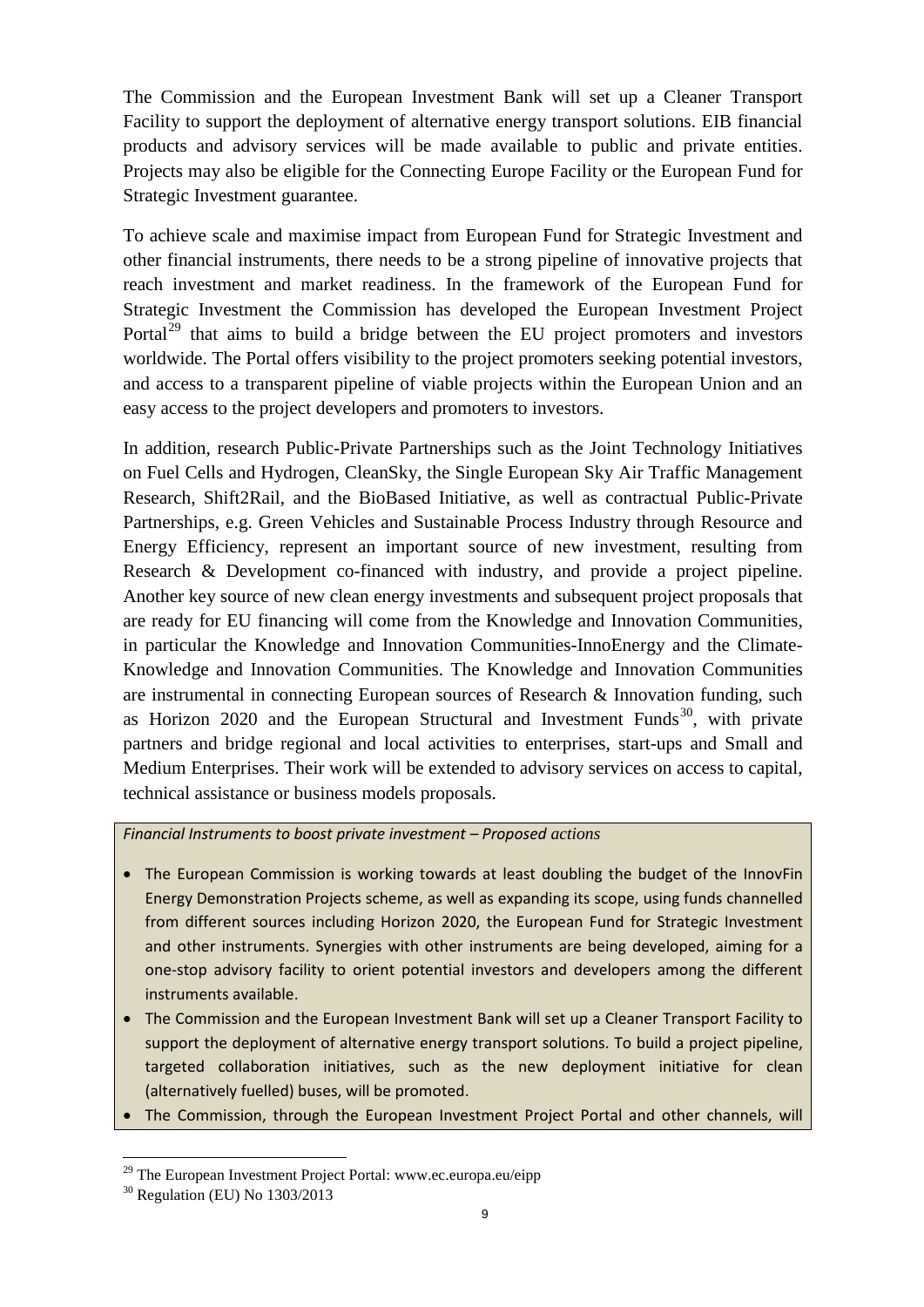The Commission and the European Investment Bank will set up a Cleaner Transport Facility to support the deployment of alternative energy transport solutions. EIB financial products and advisory services will be made available to public and private entities. Projects may also be eligible for the Connecting Europe Facility or the European Fund for Strategic Investment guarantee.

To achieve scale and maximise impact from European Fund for Strategic Investment and other financial instruments, there needs to be a strong pipeline of innovative projects that reach investment and market readiness. In the framework of the European Fund for Strategic Investment the Commission has developed the European Investment Project Portal[29] that aims to build a bridge between the EU project promoters and investors worldwide. The Portal offers visibility to the project promoters seeking potential investors, and access to a transparent pipeline of viable projects within the European Union and an easy access to the project developers and promoters to investors.

In addition, research Public-Private Partnerships such as the Joint Technology Initiatives on Fuel Cells and Hydrogen, CleanSky, the Single European Sky Air Traffic Management Research, Shift2Rail, and the BioBased Initiative, as well as contractual Public-Private Partnerships, e.g. Green Vehicles and Sustainable Process Industry through Resource and Energy Efficiency, represent an important source of new investment, resulting from Research & Development co-financed with industry, and provide a project pipeline. Another key source of new clean energy investments and subsequent project proposals that are ready for EU financing will come from the Knowledge and Innovation Communities, in particular the Knowledge and Innovation Communities-InnoEnergy and the Climate-Knowledge and Innovation Communities. The Knowledge and Innovation Communities are instrumental in connecting European sources of Research & Innovation funding, such as Horizon 2020 and the European Structural and Investment Funds[30], with private partners and bridge regional and local activities to enterprises, start-ups and Small and Medium Enterprises. Their work will be extended to advisory services on access to capital, technical assistance or business models proposals.

*Financial Instruments to boost private investment – Proposed actions*

- The European Commission is working towards at least doubling the budget of the InnovFin Energy Demonstration Projects scheme, as well as expanding its scope, using funds channelled from different sources including Horizon 2020, the European Fund for Strategic Investment and other instruments. Synergies with other instruments are being developed, aiming for a one-stop advisory facility to orient potential investors and developers among the different instruments available.
- The Commission and the European Investment Bank will set up a Cleaner Transport Facility to support the deployment of alternative energy transport solutions. To build a project pipeline, targeted collaboration initiatives, such as the new deployment initiative for clean (alternatively fuelled) buses, will be promoted.
- The Commission, through the European Investment Project Portal and other channels, will

[29] The European Investment Project Portal: www.ec.europa.eu/eipp

[30] Regulation (EU) No 1303/2013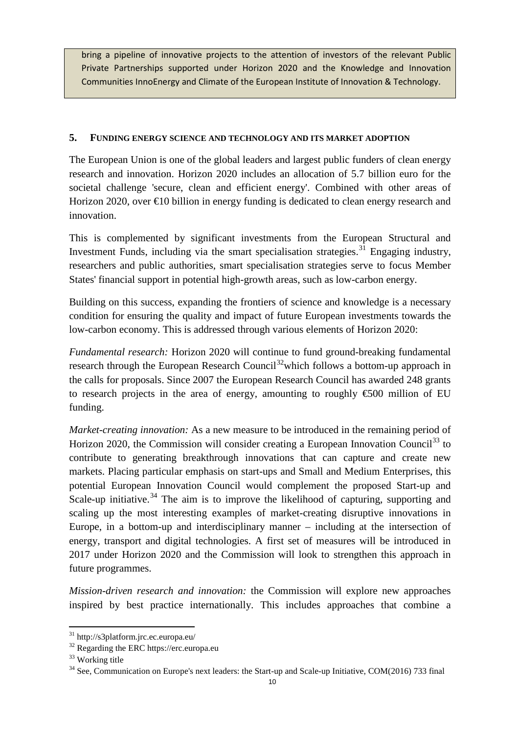bring a pipeline of innovative projects to the attention of investors of the relevant Public Private Partnerships supported under Horizon 2020 and the Knowledge and Innovation Communities InnoEnergy and Climate of the European Institute of Innovation & Technology.

## 5. FUNDING ENERGY SCIENCE AND TECHNOLOGY AND ITS MARKET ADOPTION

The European Union is one of the global leaders and largest public funders of clean energy research and innovation. Horizon 2020 includes an allocation of 5.7 billion euro for the societal challenge 'secure, clean and efficient energy'. Combined with other areas of Horizon 2020, over €10 billion in energy funding is dedicated to clean energy research and innovation.

This is complemented by significant investments from the European Structural and Investment Funds, including via the smart specialisation strategies.[31] Engaging industry, researchers and public authorities, smart specialisation strategies serve to focus Member States' financial support in potential high-growth areas, such as low-carbon energy.

Building on this success, expanding the frontiers of science and knowledge is a necessary condition for ensuring the quality and impact of future European investments towards the low-carbon economy. This is addressed through various elements of Horizon 2020:

*Fundamental research:* Horizon 2020 will continue to fund ground-breaking fundamental research through the European Research Council[32]which follows a bottom-up approach in the calls for proposals. Since 2007 the European Research Council has awarded 248 grants to research projects in the area of energy, amounting to roughly €500 million of EU funding.

*Market-creating innovation:* As a new measure to be introduced in the remaining period of Horizon 2020, the Commission will consider creating a European Innovation Council[33] to contribute to generating breakthrough innovations that can capture and create new markets. Placing particular emphasis on start-ups and Small and Medium Enterprises, this potential European Innovation Council would complement the proposed Start-up and Scale-up initiative.[34] The aim is to improve the likelihood of capturing, supporting and scaling up the most interesting examples of market-creating disruptive innovations in Europe, in a bottom-up and interdisciplinary manner – including at the intersection of energy, transport and digital technologies. A first set of measures will be introduced in 2017 under Horizon 2020 and the Commission will look to strengthen this approach in future programmes.

*Mission-driven research and innovation:* the Commission will explore new approaches inspired by best practice internationally. This includes approaches that combine a

---

[31] http://s3platform.jrc.ec.europa.eu/

[32] Regarding the ERC https://erc.europa.eu

[33] Working title

[34] See, Communication on Europe's next leaders: the Start-up and Scale-up Initiative, COM(2016) 733 final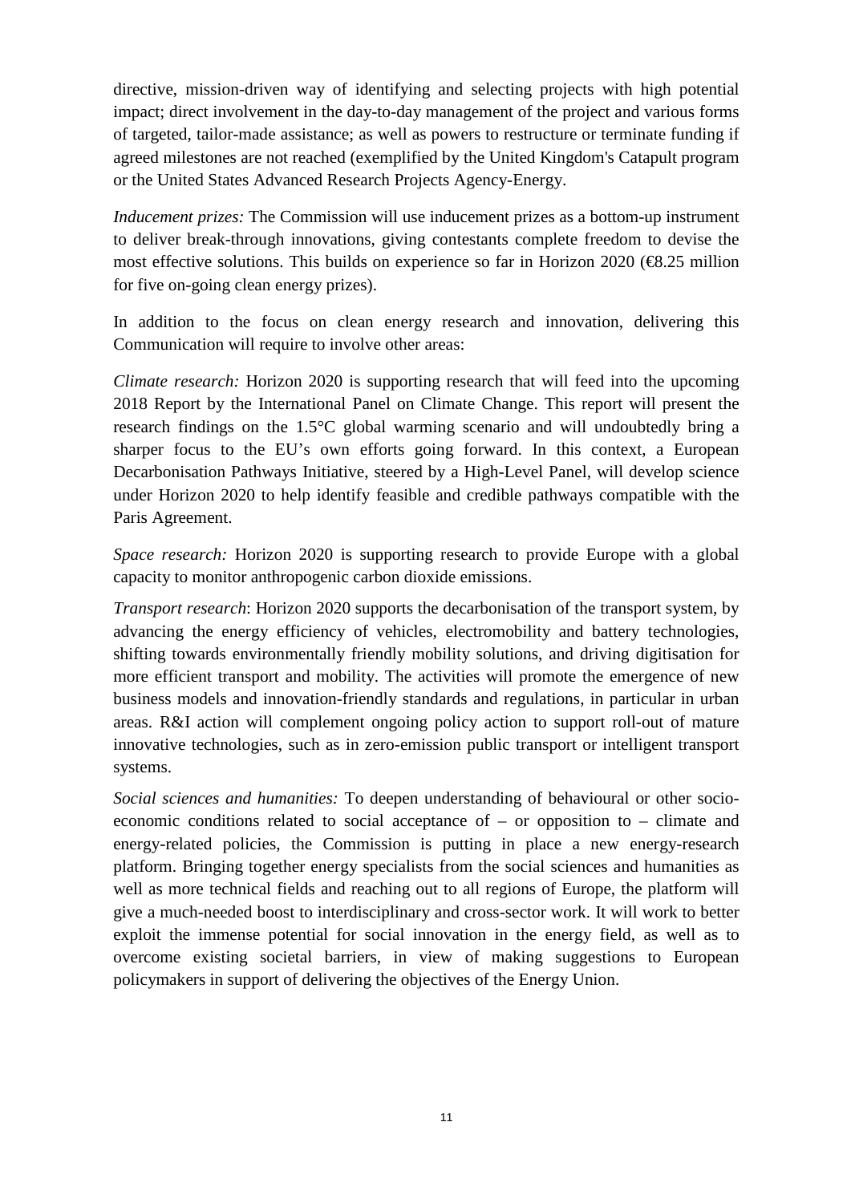directive, mission-driven way of identifying and selecting projects with high potential impact; direct involvement in the day-to-day management of the project and various forms of targeted, tailor-made assistance; as well as powers to restructure or terminate funding if agreed milestones are not reached (exemplified by the United Kingdom's Catapult program or the United States Advanced Research Projects Agency-Energy.

*Inducement prizes:* The Commission will use inducement prizes as a bottom-up instrument to deliver break-through innovations, giving contestants complete freedom to devise the most effective solutions. This builds on experience so far in Horizon 2020 (€8.25 million for five on-going clean energy prizes).

In addition to the focus on clean energy research and innovation, delivering this Communication will require to involve other areas:

*Climate research:* Horizon 2020 is supporting research that will feed into the upcoming 2018 Report by the International Panel on Climate Change. This report will present the research findings on the 1.5°C global warming scenario and will undoubtedly bring a sharper focus to the EU's own efforts going forward. In this context, a European Decarbonisation Pathways Initiative, steered by a High-Level Panel, will develop science under Horizon 2020 to help identify feasible and credible pathways compatible with the Paris Agreement.

*Space research:* Horizon 2020 is supporting research to provide Europe with a global capacity to monitor anthropogenic carbon dioxide emissions.

*Transport research*: Horizon 2020 supports the decarbonisation of the transport system, by advancing the energy efficiency of vehicles, electromobility and battery technologies, shifting towards environmentally friendly mobility solutions, and driving digitisation for more efficient transport and mobility. The activities will promote the emergence of new business models and innovation-friendly standards and regulations, in particular in urban areas. R&I action will complement ongoing policy action to support roll-out of mature innovative technologies, such as in zero-emission public transport or intelligent transport systems.

*Social sciences and humanities:* To deepen understanding of behavioural or other socio-economic conditions related to social acceptance of – or opposition to – climate and energy-related policies, the Commission is putting in place a new energy-research platform. Bringing together energy specialists from the social sciences and humanities as well as more technical fields and reaching out to all regions of Europe, the platform will give a much-needed boost to interdisciplinary and cross-sector work. It will work to better exploit the immense potential for social innovation in the energy field, as well as to overcome existing societal barriers, in view of making suggestions to European policymakers in support of delivering the objectives of the Energy Union.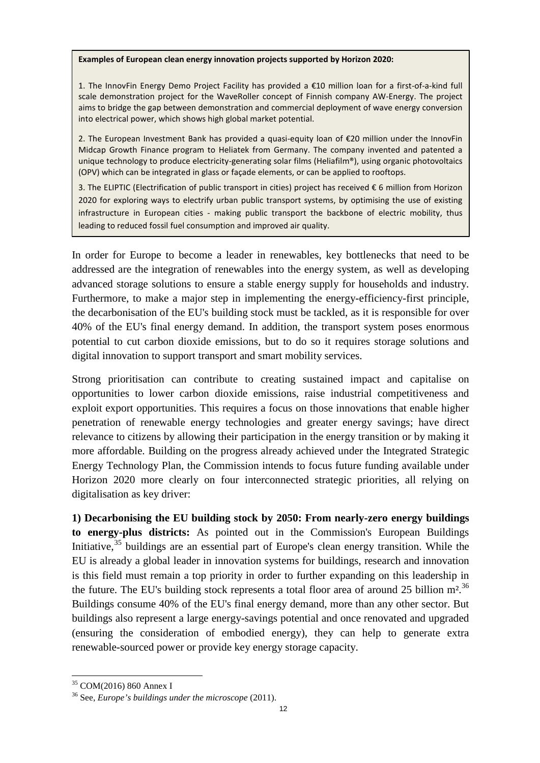**Examples of European clean energy innovation projects supported by Horizon 2020:**

1. The InnovFin Energy Demo Project Facility has provided a €10 million loan for a first-of-a-kind full scale demonstration project for the WaveRoller concept of Finnish company AW-Energy. The project aims to bridge the gap between demonstration and commercial deployment of wave energy conversion into electrical power, which shows high global market potential.

2. The European Investment Bank has provided a quasi-equity loan of €20 million under the InnovFin Midcap Growth Finance program to Heliatek from Germany. The company invented and patented a unique technology to produce electricity-generating solar films (Heliafilm®), using organic photovoltaics (OPV) which can be integrated in glass or façade elements, or can be applied to rooftops.

3. The ELIPTIC (Electrification of public transport in cities) project has received € 6 million from Horizon 2020 for exploring ways to electrify urban public transport systems, by optimising the use of existing infrastructure in European cities - making public transport the backbone of electric mobility, thus leading to reduced fossil fuel consumption and improved air quality.

In order for Europe to become a leader in renewables, key bottlenecks that need to be addressed are the integration of renewables into the energy system, as well as developing advanced storage solutions to ensure a stable energy supply for households and industry. Furthermore, to make a major step in implementing the energy-efficiency-first principle, the decarbonisation of the EU's building stock must be tackled, as it is responsible for over 40% of the EU's final energy demand. In addition, the transport system poses enormous potential to cut carbon dioxide emissions, but to do so it requires storage solutions and digital innovation to support transport and smart mobility services.

Strong prioritisation can contribute to creating sustained impact and capitalise on opportunities to lower carbon dioxide emissions, raise industrial competitiveness and exploit export opportunities. This requires a focus on those innovations that enable higher penetration of renewable energy technologies and greater energy savings; have direct relevance to citizens by allowing their participation in the energy transition or by making it more affordable. Building on the progress already achieved under the Integrated Strategic Energy Technology Plan, the Commission intends to focus future funding available under Horizon 2020 more clearly on four interconnected strategic priorities, all relying on digitalisation as key driver:

**1) Decarbonising the EU building stock by 2050: From nearly-zero energy buildings to energy-plus districts:** As pointed out in the Commission's European Buildings Initiative,[35] buildings are an essential part of Europe's clean energy transition. While the EU is already a global leader in innovation systems for buildings, research and innovation is this field must remain a top priority in order to further expanding on this leadership in the future. The EU's building stock represents a total floor area of around 25 billion m².[36] Buildings consume 40% of the EU's final energy demand, more than any other sector. But buildings also represent a large energy-savings potential and once renovated and upgraded (ensuring the consideration of embodied energy), they can help to generate extra renewable-sourced power or provide key energy storage capacity.

[35] COM(2016) 860 Annex I

[36] See, *Europe's buildings under the microscope* (2011).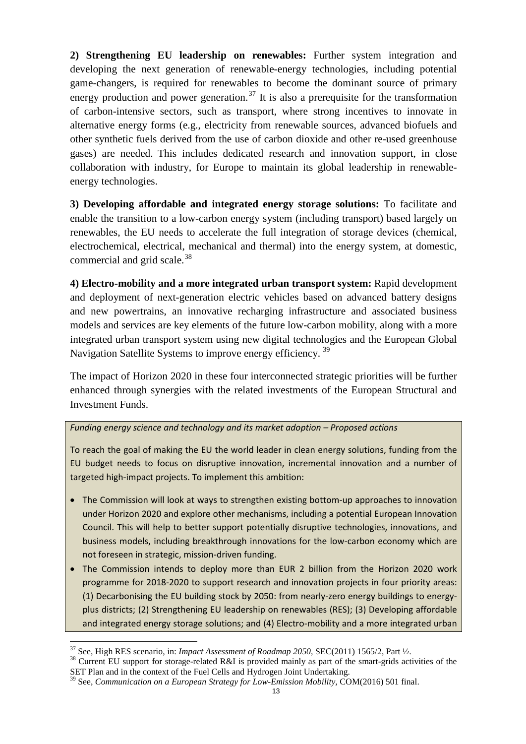**2) Strengthening EU leadership on renewables:** Further system integration and developing the next generation of renewable-energy technologies, including potential game-changers, is required for renewables to become the dominant source of primary energy production and power generation.[37] It is also a prerequisite for the transformation of carbon-intensive sectors, such as transport, where strong incentives to innovate in alternative energy forms (e.g., electricity from renewable sources, advanced biofuels and other synthetic fuels derived from the use of carbon dioxide and other re-used greenhouse gases) are needed. This includes dedicated research and innovation support, in close collaboration with industry, for Europe to maintain its global leadership in renewable-energy technologies.

**3) Developing affordable and integrated energy storage solutions:** To facilitate and enable the transition to a low-carbon energy system (including transport) based largely on renewables, the EU needs to accelerate the full integration of storage devices (chemical, electrochemical, electrical, mechanical and thermal) into the energy system, at domestic, commercial and grid scale.[38]

**4) Electro-mobility and a more integrated urban transport system:** Rapid development and deployment of next-generation electric vehicles based on advanced battery designs and new powertrains, an innovative recharging infrastructure and associated business models and services are key elements of the future low-carbon mobility, along with a more integrated urban transport system using new digital technologies and the European Global Navigation Satellite Systems to improve energy efficiency.[39]

The impact of Horizon 2020 in these four interconnected strategic priorities will be further enhanced through synergies with the related investments of the European Structural and Investment Funds.

*Funding energy science and technology and its market adoption – Proposed actions*

To reach the goal of making the EU the world leader in clean energy solutions, funding from the EU budget needs to focus on disruptive innovation, incremental innovation and a number of targeted high-impact projects. To implement this ambition:

- The Commission will look at ways to strengthen existing bottom-up approaches to innovation under Horizon 2020 and explore other mechanisms, including a potential European Innovation Council. This will help to better support potentially disruptive technologies, innovations, and business models, including breakthrough innovations for the low-carbon economy which are not foreseen in strategic, mission-driven funding.
- The Commission intends to deploy more than EUR 2 billion from the Horizon 2020 work programme for 2018-2020 to support research and innovation projects in four priority areas: (1) Decarbonising the EU building stock by 2050: from nearly-zero energy buildings to energy-plus districts; (2) Strengthening EU leadership on renewables (RES); (3) Developing affordable and integrated energy storage solutions; and (4) Electro-mobility and a more integrated urban

---

[37] See, High RES scenario, in: *Impact Assessment of Roadmap 2050*, SEC(2011) 1565/2, Part ½.

[38] Current EU support for storage-related R&I is provided mainly as part of the smart-grids activities of the SET Plan and in the context of the Fuel Cells and Hydrogen Joint Undertaking.

[39] See, *Communication on a European Strategy for Low-Emission Mobility*, COM(2016) 501 final.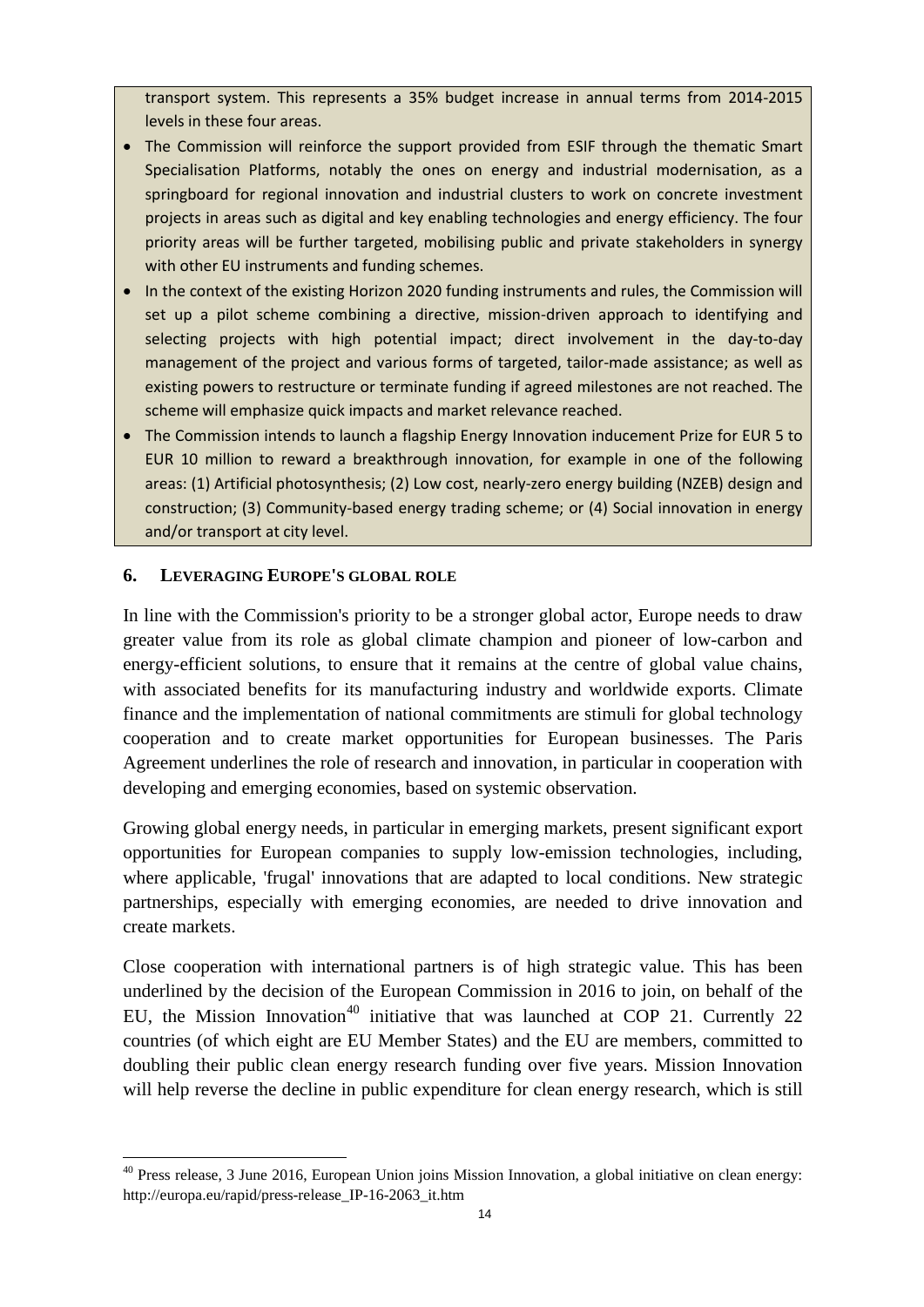transport system. This represents a 35% budget increase in annual terms from 2014-2015 levels in these four areas.

- The Commission will reinforce the support provided from ESIF through the thematic Smart Specialisation Platforms, notably the ones on energy and industrial modernisation, as a springboard for regional innovation and industrial clusters to work on concrete investment projects in areas such as digital and key enabling technologies and energy efficiency. The four priority areas will be further targeted, mobilising public and private stakeholders in synergy with other EU instruments and funding schemes.
- In the context of the existing Horizon 2020 funding instruments and rules, the Commission will set up a pilot scheme combining a directive, mission-driven approach to identifying and selecting projects with high potential impact; direct involvement in the day-to-day management of the project and various forms of targeted, tailor-made assistance; as well as existing powers to restructure or terminate funding if agreed milestones are not reached. The scheme will emphasize quick impacts and market relevance reached.
- The Commission intends to launch a flagship Energy Innovation inducement Prize for EUR 5 to EUR 10 million to reward a breakthrough innovation, for example in one of the following areas: (1) Artificial photosynthesis; (2) Low cost, nearly-zero energy building (NZEB) design and construction; (3) Community-based energy trading scheme; or (4) Social innovation in energy and/or transport at city level.

## 6. LEVERAGING EUROPE'S GLOBAL ROLE

In line with the Commission's priority to be a stronger global actor, Europe needs to draw greater value from its role as global climate champion and pioneer of low-carbon and energy-efficient solutions, to ensure that it remains at the centre of global value chains, with associated benefits for its manufacturing industry and worldwide exports. Climate finance and the implementation of national commitments are stimuli for global technology cooperation and to create market opportunities for European businesses. The Paris Agreement underlines the role of research and innovation, in particular in cooperation with developing and emerging economies, based on systemic observation.

Growing global energy needs, in particular in emerging markets, present significant export opportunities for European companies to supply low-emission technologies, including, where applicable, 'frugal' innovations that are adapted to local conditions. New strategic partnerships, especially with emerging economies, are needed to drive innovation and create markets.

Close cooperation with international partners is of high strategic value. This has been underlined by the decision of the European Commission in 2016 to join, on behalf of the EU, the Mission Innovation[40] initiative that was launched at COP 21. Currently 22 countries (of which eight are EU Member States) and the EU are members, committed to doubling their public clean energy research funding over five years. Mission Innovation will help reverse the decline in public expenditure for clean energy research, which is still

[40] Press release, 3 June 2016, European Union joins Mission Innovation, a global initiative on clean energy: http://europa.eu/rapid/press-release_IP-16-2063_it.htm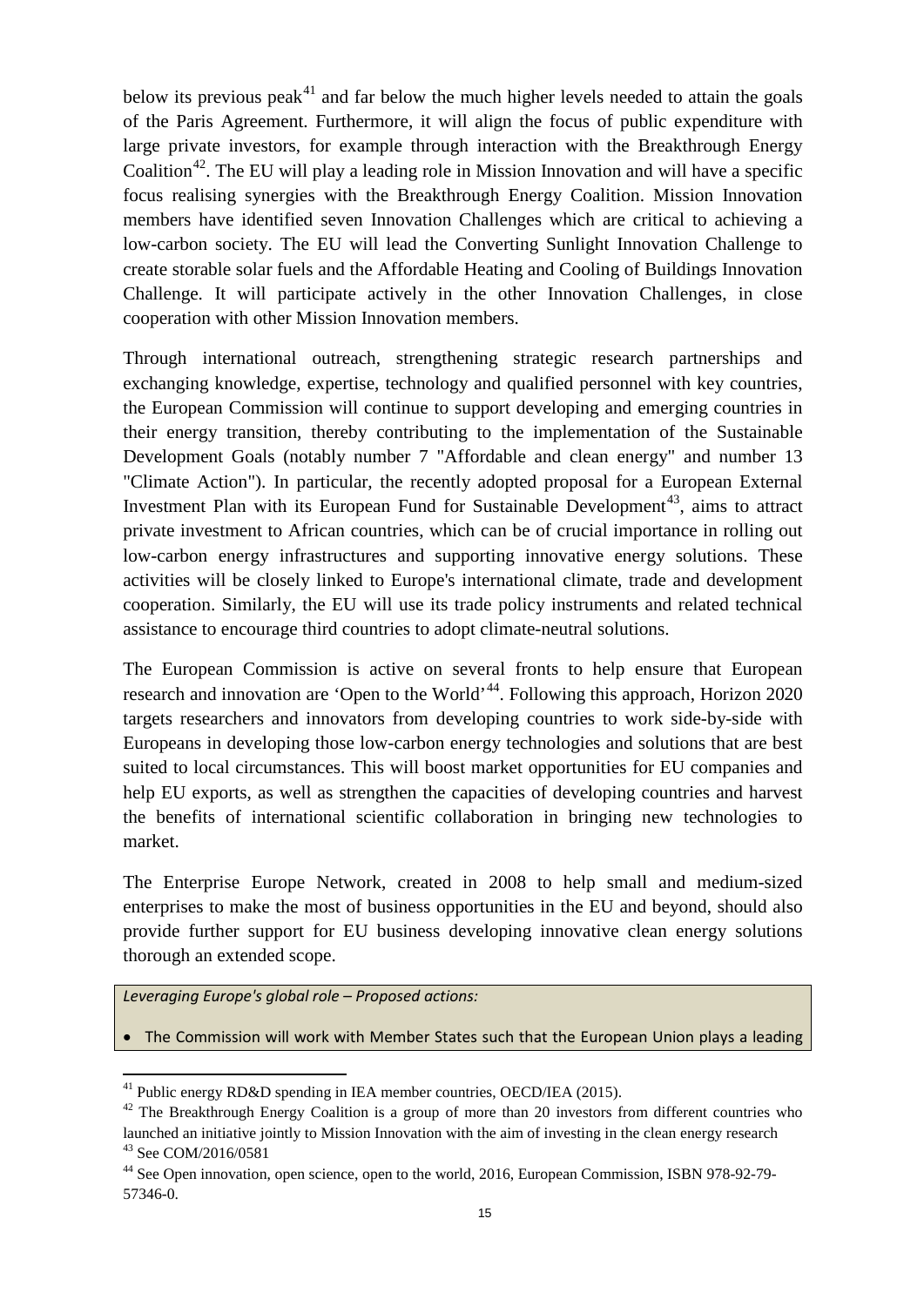below its previous peak[41] and far below the much higher levels needed to attain the goals of the Paris Agreement. Furthermore, it will align the focus of public expenditure with large private investors, for example through interaction with the Breakthrough Energy Coalition[42]. The EU will play a leading role in Mission Innovation and will have a specific focus realising synergies with the Breakthrough Energy Coalition. Mission Innovation members have identified seven Innovation Challenges which are critical to achieving a low-carbon society. The EU will lead the Converting Sunlight Innovation Challenge to create storable solar fuels and the Affordable Heating and Cooling of Buildings Innovation Challenge. It will participate actively in the other Innovation Challenges, in close cooperation with other Mission Innovation members.

Through international outreach, strengthening strategic research partnerships and exchanging knowledge, expertise, technology and qualified personnel with key countries, the European Commission will continue to support developing and emerging countries in their energy transition, thereby contributing to the implementation of the Sustainable Development Goals (notably number 7 "Affordable and clean energy" and number 13 "Climate Action"). In particular, the recently adopted proposal for a European External Investment Plan with its European Fund for Sustainable Development[43], aims to attract private investment to African countries, which can be of crucial importance in rolling out low-carbon energy infrastructures and supporting innovative energy solutions. These activities will be closely linked to Europe's international climate, trade and development cooperation. Similarly, the EU will use its trade policy instruments and related technical assistance to encourage third countries to adopt climate-neutral solutions.

The European Commission is active on several fronts to help ensure that European research and innovation are 'Open to the World'[44]. Following this approach, Horizon 2020 targets researchers and innovators from developing countries to work side-by-side with Europeans in developing those low-carbon energy technologies and solutions that are best suited to local circumstances. This will boost market opportunities for EU companies and help EU exports, as well as strengthen the capacities of developing countries and harvest the benefits of international scientific collaboration in bringing new technologies to market.

The Enterprise Europe Network, created in 2008 to help small and medium-sized enterprises to make the most of business opportunities in the EU and beyond, should also provide further support for EU business developing innovative clean energy solutions thorough an extended scope.

*Leveraging Europe's global role – Proposed actions:*

- The Commission will work with Member States such that the European Union plays a leading

[41] Public energy RD&D spending in IEA member countries, OECD/IEA (2015).

[42] The Breakthrough Energy Coalition is a group of more than 20 investors from different countries who launched an initiative jointly to Mission Innovation with the aim of investing in the clean energy research

[43] See COM/2016/0581

[44] See Open innovation, open science, open to the world, 2016, European Commission, ISBN 978-92-79-57346-0.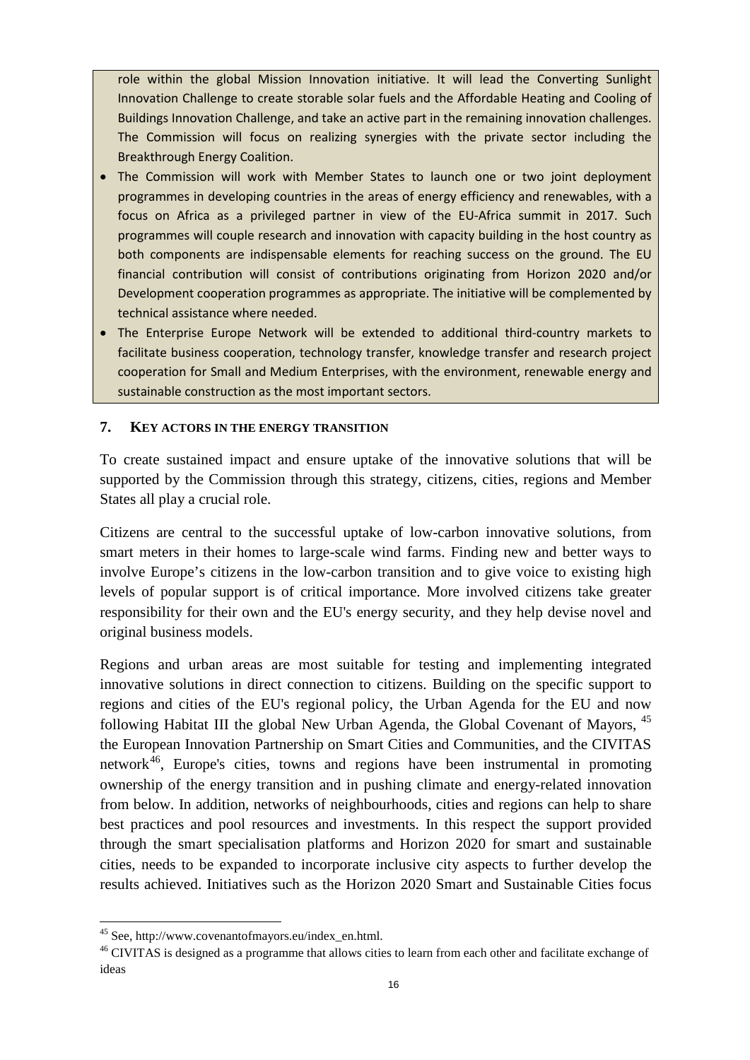role within the global Mission Innovation initiative. It will lead the Converting Sunlight Innovation Challenge to create storable solar fuels and the Affordable Heating and Cooling of Buildings Innovation Challenge, and take an active part in the remaining innovation challenges. The Commission will focus on realizing synergies with the private sector including the Breakthrough Energy Coalition.

- The Commission will work with Member States to launch one or two joint deployment programmes in developing countries in the areas of energy efficiency and renewables, with a focus on Africa as a privileged partner in view of the EU-Africa summit in 2017. Such programmes will couple research and innovation with capacity building in the host country as both components are indispensable elements for reaching success on the ground. The EU financial contribution will consist of contributions originating from Horizon 2020 and/or Development cooperation programmes as appropriate. The initiative will be complemented by technical assistance where needed.
- The Enterprise Europe Network will be extended to additional third-country markets to facilitate business cooperation, technology transfer, knowledge transfer and research project cooperation for Small and Medium Enterprises, with the environment, renewable energy and sustainable construction as the most important sectors.

## 7. KEY ACTORS IN THE ENERGY TRANSITION

To create sustained impact and ensure uptake of the innovative solutions that will be supported by the Commission through this strategy, citizens, cities, regions and Member States all play a crucial role.

Citizens are central to the successful uptake of low-carbon innovative solutions, from smart meters in their homes to large-scale wind farms. Finding new and better ways to involve Europe's citizens in the low-carbon transition and to give voice to existing high levels of popular support is of critical importance. More involved citizens take greater responsibility for their own and the EU's energy security, and they help devise novel and original business models.

Regions and urban areas are most suitable for testing and implementing integrated innovative solutions in direct connection to citizens. Building on the specific support to regions and cities of the EU's regional policy, the Urban Agenda for the EU and now following Habitat III the global New Urban Agenda, the Global Covenant of Mayors, [45] the European Innovation Partnership on Smart Cities and Communities, and the CIVITAS network[46], Europe's cities, towns and regions have been instrumental in promoting ownership of the energy transition and in pushing climate and energy-related innovation from below. In addition, networks of neighbourhoods, cities and regions can help to share best practices and pool resources and investments. In this respect the support provided through the smart specialisation platforms and Horizon 2020 for smart and sustainable cities, needs to be expanded to incorporate inclusive city aspects to further develop the results achieved. Initiatives such as the Horizon 2020 Smart and Sustainable Cities focus

[45] See, http://www.covenantofmayors.eu/index_en.html.

[46] CIVITAS is designed as a programme that allows cities to learn from each other and facilitate exchange of ideas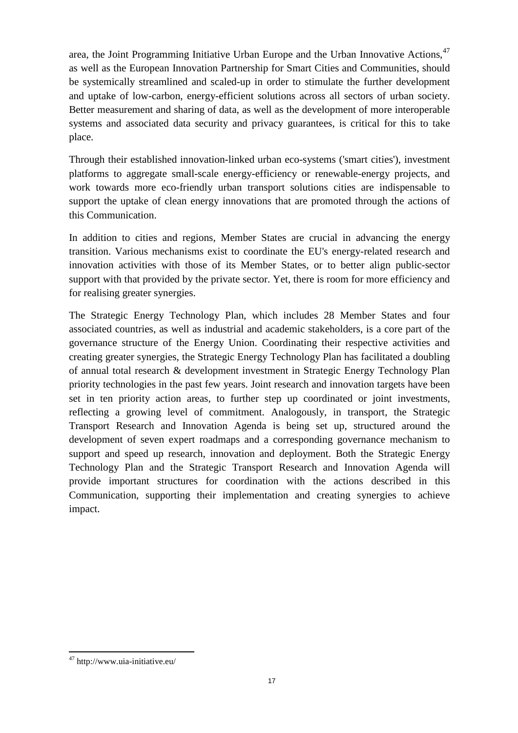area, the Joint Programming Initiative Urban Europe and the Urban Innovative Actions,[47] as well as the European Innovation Partnership for Smart Cities and Communities, should be systemically streamlined and scaled-up in order to stimulate the further development and uptake of low-carbon, energy-efficient solutions across all sectors of urban society. Better measurement and sharing of data, as well as the development of more interoperable systems and associated data security and privacy guarantees, is critical for this to take place.

Through their established innovation-linked urban eco-systems ('smart cities'), investment platforms to aggregate small-scale energy-efficiency or renewable-energy projects, and work towards more eco-friendly urban transport solutions cities are indispensable to support the uptake of clean energy innovations that are promoted through the actions of this Communication.

In addition to cities and regions, Member States are crucial in advancing the energy transition. Various mechanisms exist to coordinate the EU's energy-related research and innovation activities with those of its Member States, or to better align public-sector support with that provided by the private sector. Yet, there is room for more efficiency and for realising greater synergies.

The Strategic Energy Technology Plan, which includes 28 Member States and four associated countries, as well as industrial and academic stakeholders, is a core part of the governance structure of the Energy Union. Coordinating their respective activities and creating greater synergies, the Strategic Energy Technology Plan has facilitated a doubling of annual total research & development investment in Strategic Energy Technology Plan priority technologies in the past few years. Joint research and innovation targets have been set in ten priority action areas, to further step up coordinated or joint investments, reflecting a growing level of commitment. Analogously, in transport, the Strategic Transport Research and Innovation Agenda is being set up, structured around the development of seven expert roadmaps and a corresponding governance mechanism to support and speed up research, innovation and deployment. Both the Strategic Energy Technology Plan and the Strategic Transport Research and Innovation Agenda will provide important structures for coordination with the actions described in this Communication, supporting their implementation and creating synergies to achieve impact.

---

[47] http://www.uia-initiative.eu/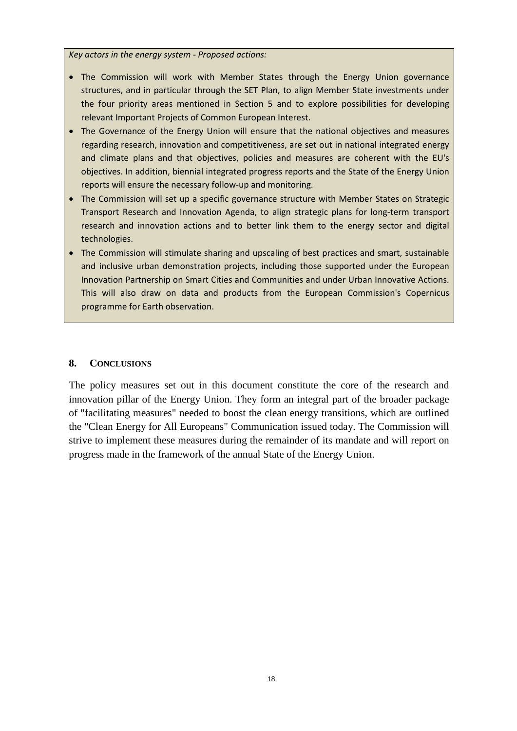*Key actors in the energy system - Proposed actions:*

- The Commission will work with Member States through the Energy Union governance structures, and in particular through the SET Plan, to align Member State investments under the four priority areas mentioned in Section 5 and to explore possibilities for developing relevant Important Projects of Common European Interest.
- The Governance of the Energy Union will ensure that the national objectives and measures regarding research, innovation and competitiveness, are set out in national integrated energy and climate plans and that objectives, policies and measures are coherent with the EU's objectives. In addition, biennial integrated progress reports and the State of the Energy Union reports will ensure the necessary follow-up and monitoring.
- The Commission will set up a specific governance structure with Member States on Strategic Transport Research and Innovation Agenda, to align strategic plans for long-term transport research and innovation actions and to better link them to the energy sector and digital technologies.
- The Commission will stimulate sharing and upscaling of best practices and smart, sustainable and inclusive urban demonstration projects, including those supported under the European Innovation Partnership on Smart Cities and Communities and under Urban Innovative Actions. This will also draw on data and products from the European Commission's Copernicus programme for Earth observation.

## 8. CONCLUSIONS

The policy measures set out in this document constitute the core of the research and innovation pillar of the Energy Union. They form an integral part of the broader package of "facilitating measures" needed to boost the clean energy transitions, which are outlined the "Clean Energy for All Europeans" Communication issued today. The Commission will strive to implement these measures during the remainder of its mandate and will report on progress made in the framework of the annual State of the Energy Union.